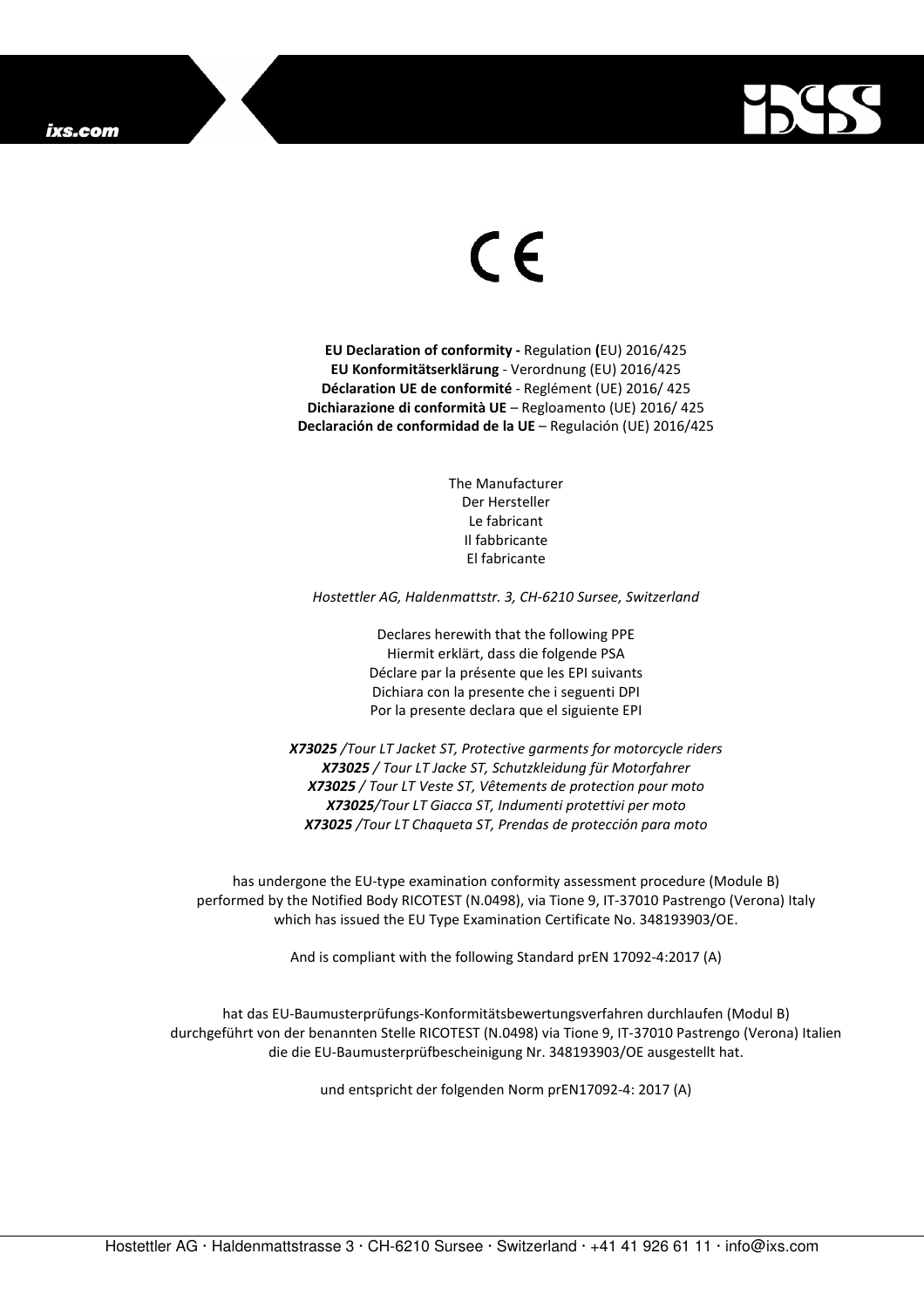CE

**EU Declaration of conformity -** Regulation **(**EU) 2016/425
**EU Konformitätserklärung** - Verordnung (EU) 2016/425
**Déclaration UE de conformité** - Reglément (UE) 2016/ 425
**Dichiarazione di conformità UE** – Regloamento (UE) 2016/ 425
**Declaración de conformidad de la UE** – Regulación (UE) 2016/425

The Manufacturer
Der Hersteller
Le fabricant
Il fabbricante
El fabricante

*Hostettler AG, Haldenmattstr. 3, CH-6210 Sursee, Switzerland*

Declares herewith that the following PPE
Hiermit erklärt, dass die folgende PSA
Déclare par la présente que les EPI suivants
Dichiara con la presente che i seguenti DPI
Por la presente declara que el siguiente EPI

***X73025*** */Tour LT Jacket ST, Protective garments for motorcycle riders*
***X73025*** */ Tour LT Jacke ST, Schutzkleidung für Motorfahrer*
***X73025*** */ Tour LT Veste ST, Vêtements de protection pour moto*
***X73025****/Tour LT Giacca ST, Indumenti protettivi per moto*
***X73025*** */Tour LT Chaqueta ST, Prendas de protección para moto*

has undergone the EU-type examination conformity assessment procedure (Module B) performed by the Notified Body RICOTEST (N.0498), via Tione 9, IT-37010 Pastrengo (Verona) Italy which has issued the EU Type Examination Certificate No. 348193903/OE.

And is compliant with the following Standard prEN 17092-4:2017 (A)

hat das EU-Baumusterprüfungs-Konformitätsbewertungsverfahren durchlaufen (Modul B) durchgeführt von der benannten Stelle RICOTEST (N.0498) via Tione 9, IT-37010 Pastrengo (Verona) Italien die die EU-Baumusterprüfbescheinigung Nr. 348193903/OE ausgestellt hat.

und entspricht der folgenden Norm prEN17092-4: 2017 (A)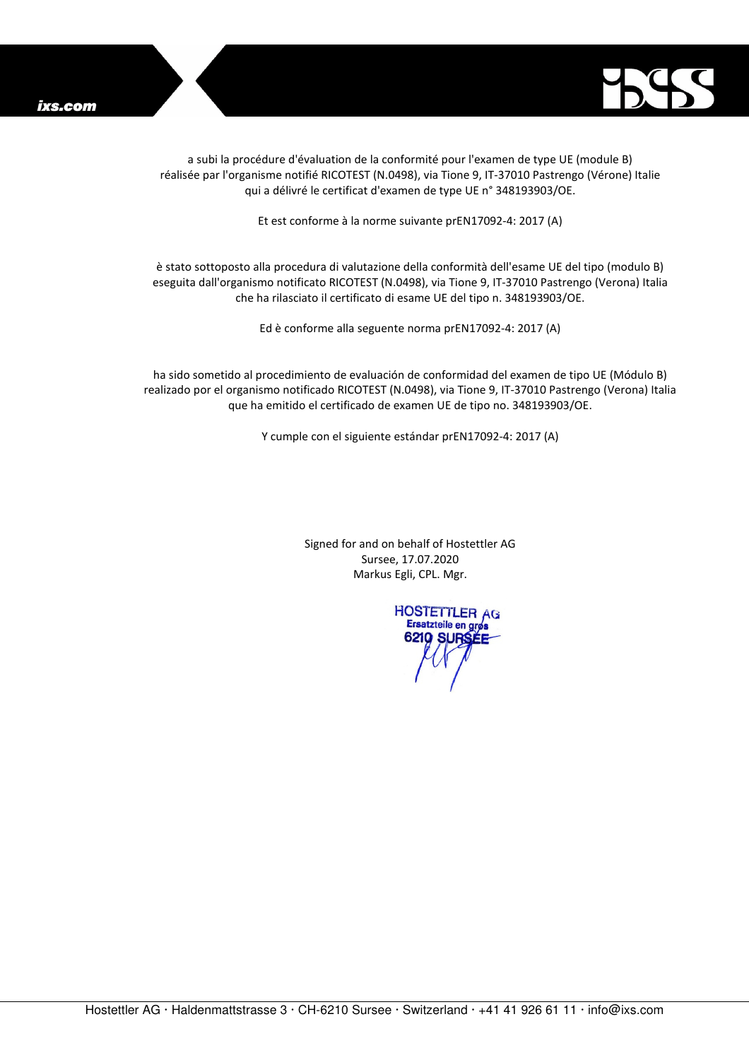a subi la procédure d'évaluation de la conformité pour l'examen de type UE (module B) réalisée par l'organisme notifié RICOTEST (N.0498), via Tione 9, IT-37010 Pastrengo (Vérone) Italie qui a délivré le certificat d'examen de type UE n° 348193903/OE.

Et est conforme à la norme suivante prEN17092-4: 2017 (A)

è stato sottoposto alla procedura di valutazione della conformità dell'esame UE del tipo (modulo B) eseguita dall'organismo notificato RICOTEST (N.0498), via Tione 9, IT-37010 Pastrengo (Verona) Italia che ha rilasciato il certificato di esame UE del tipo n. 348193903/OE.

Ed è conforme alla seguente norma prEN17092-4: 2017 (A)

ha sido sometido al procedimiento de evaluación de conformidad del examen de tipo UE (Módulo B) realizado por el organismo notificado RICOTEST (N.0498), via Tione 9, IT-37010 Pastrengo (Verona) Italia que ha emitido el certificado de examen UE de tipo no. 348193903/OE.

Y cumple con el siguiente estándar prEN17092-4: 2017 (A)

Signed for and on behalf of Hostettler AG
Sursee, 17.07.2020
Markus Egli, CPL. Mgr.

HOSTETTLER AG
Ersatzteile en gros
6210 SURSEE

Hostettler AG · Haldenmattstrasse 3 · CH-6210 Sursee · Switzerland · +41 41 926 61 11 · info@ixs.com